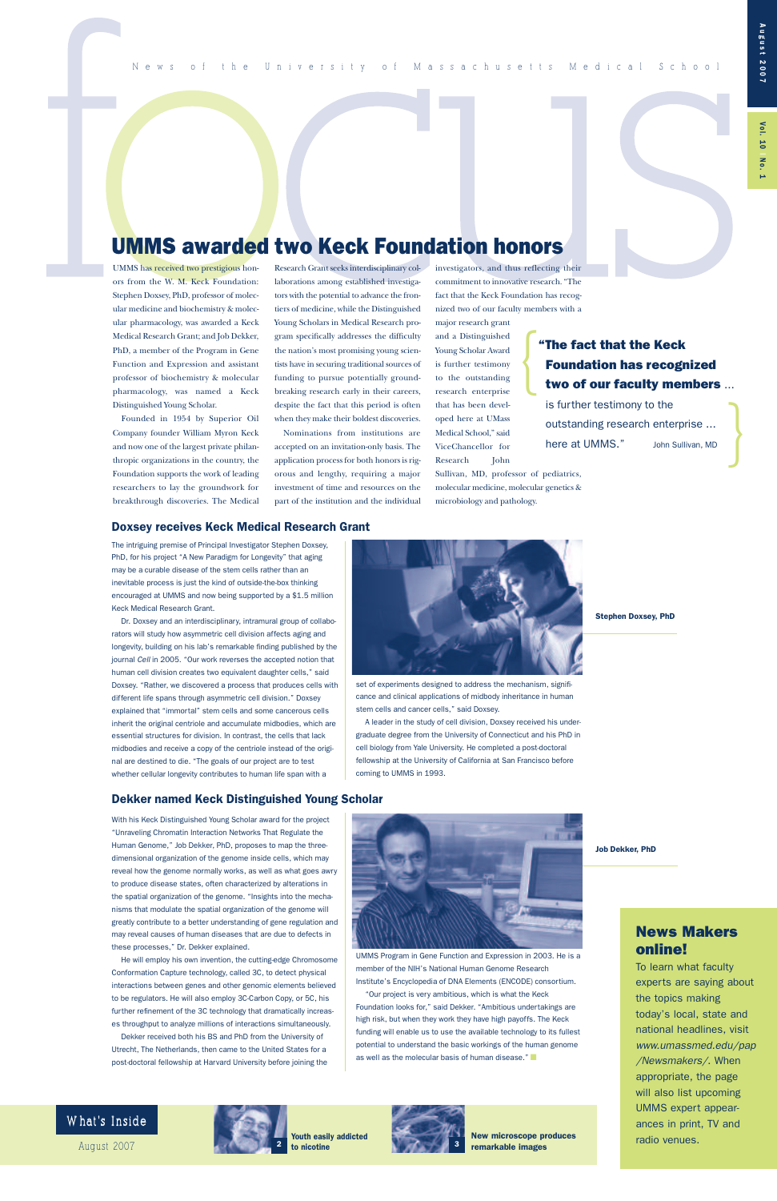# focus

News of the University of Massachusetts Medical School

August 2007

Vol. 10 | No. 1

## UMMS awarded two Keck Foundation honors

UMMS has received two prestigious honors from the W. M. Keck Foundation: Stephen Doxsey, PhD, professor of molecular medicine and biochemistry & molecular pharmacology, was awarded a Keck Medical Research Grant; and Job Dekker, PhD, a member of the Program in Gene Function and Expression and assistant professor of biochemistry & molecular pharmacology, was named a Keck Distinguished Young Scholar.

Founded in 1954 by Superior Oil Company founder William Myron Keck and now one of the largest private philanthropic organizations in the country, the Foundation supports the work of leading researchers to lay the groundwork for breakthrough discoveries. The Medical Research Grant seeks interdisciplinary collaborations among established investigators with the potential to advance the frontiers of medicine, while the Distinguished Young Scholars in Medical Research program specifically addresses the difficulty the nation's most promising young scientists have in securing traditional sources of funding to pursue potentially groundbreaking research early in their careers, despite the fact that this period is often when they make their boldest discoveries.

Nominations from institutions are accepted on an invitation-only basis. The application process for both honors is rigorous and lengthy, requiring a major investment of time and resources on the part of the institution and the individual investigators, and thus reflecting their commitment to innovative research. "The fact that the Keck Foundation has recognized two of our faculty members with a major research grant and a Distinguished Young Scholar Award is further testimony to the outstanding research enterprise that has been developed here at UMass Medical School," said ViceChancellor for Research John Sullivan, MD, professor of pediatrics, molecular medicine, molecular genetics & microbiology and pathology.

> **"The fact that the Keck Foundation has recognized two of our faculty members** ... is further testimony to the outstanding research enterprise ... here at UMMS." John Sullivan, MD

### Doxsey receives Keck Medical Research Grant

The intriguing premise of Principal Investigator Stephen Doxsey, PhD, for his project "A New Paradigm for Longevity" that aging may be a curable disease of the stem cells rather than an inevitable process is just the kind of outside-the-box thinking encouraged at UMMS and now being supported by a $1.5 million Keck Medical Research Grant.

Dr. Doxsey and an interdisciplinary, intramural group of collaborators will study how asymmetric cell division affects aging and longevity, building on his lab's remarkable finding published by the journal *Cell* in 2005. "Our work reverses the accepted notion that human cell division creates two equivalent daughter cells," said Doxsey. "Rather, we discovered a process that produces cells with different life spans through asymmetric cell division." Doxsey explained that "immortal" stem cells and some cancerous cells inherit the original centriole and accumulate midbodies, which are essential structures for division. In contrast, the cells that lack midbodies and receive a copy of the centriole instead of the original are destined to die. "The goals of our project are to test whether cellular longevity contributes to human life span with a set of experiments designed to address the mechanism, significance and clinical applications of midbody inheritance in human stem cells and cancer cells," said Doxsey.

Stephen Doxsey, PhD

A leader in the study of cell division, Doxsey received his undergraduate degree from the University of Connecticut and his PhD in cell biology from Yale University. He completed a post-doctoral fellowship at the University of California at San Francisco before coming to UMMS in 1993.

### Dekker named Keck Distinguished Young Scholar

With his Keck Distinguished Young Scholar award for the project "Unraveling Chromatin Interaction Networks That Regulate the Human Genome," Job Dekker, PhD, proposes to map the three-dimensional organization of the genome inside cells, which may reveal how the genome normally works, as well as what goes awry to produce disease states, often characterized by alterations in the spatial organization of the genome. "Insights into the mechanisms that modulate the spatial organization of the genome will greatly contribute to a better understanding of gene regulation and may reveal causes of human diseases that are due to defects in these processes," Dr. Dekker explained.

He will employ his own invention, the cutting-edge Chromosome Conformation Capture technology, called 3C, to detect physical interactions between genes and other genomic elements believed to be regulators. He will also employ 3C-Carbon Copy, or 5C, his further refinement of the 3C technology that dramatically increases throughput to analyze millions of interactions simultaneously.

Dekker received both his BS and PhD from the University of Utrecht, The Netherlands, then came to the United States for a post-doctoral fellowship at Harvard University before joining the UMMS Program in Gene Function and Expression in 2003. He is a member of the NIH's National Human Genome Research Institute's Encyclopedia of DNA Elements (ENCODE) consortium.

Job Dekker, PhD

"Our project is very ambitious, which is what the Keck Foundation looks for," said Dekker. "Ambitious undertakings are high risk, but when they work they have high payoffs. The Keck funding will enable us to use the available technology to its fullest potential to understand the basic workings of the human genome as well as the molecular basis of human disease."

### News Makers online!

To learn what faculty experts are saying about the topics making today's local, state and national headlines, visit *www.umassmed.edu/pap/Newsmakers/*. When appropriate, the page will also list upcoming UMMS expert appearances in print, TV and radio venues.

### What's Inside

August 2007

2 Youth easily addicted to nicotine

3 New microscope produces remarkable images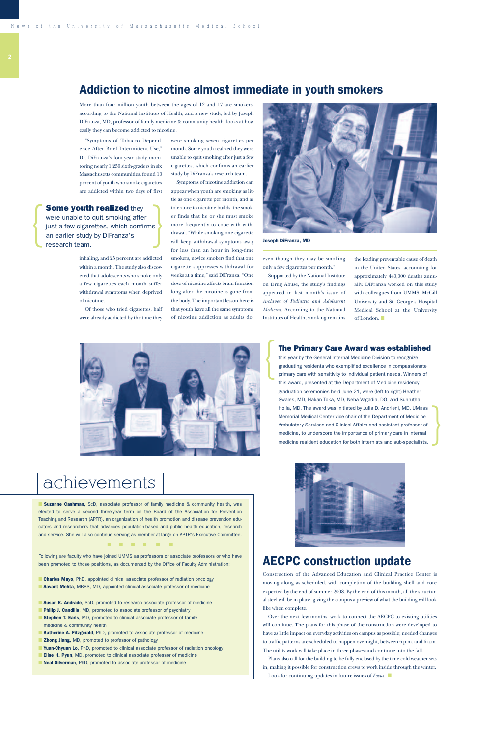# Addiction to nicotine almost immediate in youth smokers

More than four million youth between the ages of 12 and 17 are smokers, according to the National Institutes of Health, and a new study, led by Joseph DiFranza, MD, professor of family medicine & community health, looks at how easily they can become addicted to nicotine.

"Symptoms of Tobacco Dependence After Brief Intermittent Use," Dr. DiFranza's four-year study monitoring nearly 1,250 sixth-graders in six Massachusetts communities, found 10 percent of youth who smoke cigarettes are addicted within two days of first inhaling, and 25 percent are addicted within a month. The study also discovered that adolescents who smoke only a few cigarettes each month suffer withdrawal symptoms when deprived of nicotine.

> **Some youth realized** they were unable to quit smoking after just a few cigarettes, which confirms an earlier study by DiFranza's research team.

Of those who tried cigarettes, half were already addicted by the time they were smoking seven cigarettes per month. Some youth realized they were unable to quit smoking after just a few cigarettes, which confirms an earlier study by DiFranza's research team.

Symptoms of nicotine addiction can appear when youth are smoking as little as one cigarette per month, and as tolerance to nicotine builds, the smoker finds that he or she must smoke more frequently to cope with withdrawal. "While smoking one cigarette will keep withdrawal symptoms away for less than an hour in long-time smokers, novice smokers find that one cigarette suppresses withdrawal for weeks at a time," said DiFranza. "One dose of nicotine affects brain function long after the nicotine is gone from the body. The important lesson here is that youth have all the same symptoms of nicotine addiction as adults do, even though they may be smoking only a few cigarettes per month."

Joseph DiFranza, MD

Supported by the National Institute on Drug Abuse, the study's findings appeared in last month's issue of *Archives of Pediatric and Adolescent Medicine*. According to the National Institutes of Health, smoking remains the leading preventable cause of death in the United States, accounting for approximately 440,000 deaths annually. DiFranza worked on this study with colleagues from UMMS, McGill University and St. George's Hospital Medical School at the University of London.

**The Primary Care Award was established** this year by the General Internal Medicine Division to recognize graduating residents who exemplified excellence in compassionate primary care with sensitivity to individual patient needs. Winners of this award, presented at the Department of Medicine residency graduation ceremonies held June 21, were (left to right) Heather Swales, MD, Hakan Toka, MD, Neha Vagadia, DO, and Suhrutha Holla, MD. The award was initiated by Julia D. Andrieni, MD, UMass Memorial Medical Center vice chair of the Department of Medicine Ambulatory Services and Clinical Affairs and assistant professor of medicine, to underscore the importance of primary care in internal medicine resident education for both internists and sub-specialists.

# achievements

**Suzanne Cashman**, ScD, associate professor of family medicine & community health, was elected to serve a second three-year term on the Board of the Association for Prevention Teaching and Research (APTR), an organization of health promotion and disease prevention educators and researchers that advances population-based and public health education, research and service. She will also continue serving as member-at-large on APTR's Executive Committee.

Following are faculty who have joined UMMS as professors or associate professors or who have been promoted to those positions, as documented by the Office of Faculty Administration:

- **Charles Mayo**, PhD, appointed clinical associate professor of radiation oncology
- **Savant Mehta**, MBBS, MD, appointed clinical associate professor of medicine

- **Susan E. Andrade**, ScD, promoted to research associate professor of medicine
- **Philip J. Candilis**, MD, promoted to associate professor of psychiatry
- **Stephen T. Earls**, MD, promoted to clinical associate professor of family medicine & community health
- **Katherine A. Fitzgerald**, PhD, promoted to associate professor of medicine
- **Zhong Jiang**, MD, promoted to professor of pathology
- **Yuan-Chyuan Lo**, PhD, promoted to clinical associate professor of radiation oncology
- **Elise H. Pyun**, MD, promoted to clinical associate professor of medicine
- **Neal Silverman**, PhD, promoted to associate professor of medicine

# AECPC construction update

Construction of the Advanced Education and Clinical Practice Center is moving along as scheduled, with completion of the building shell and core expected by the end of summer 2008. By the end of this month, all the structural steel will be in place, giving the campus a preview of what the building will look like when complete.

Over the next few months, work to connect the AECPC to existing utilities will continue. The plans for this phase of the construction were developed to have as little impact on everyday activities on campus as possible; needed changes to traffic patterns are scheduled to happen overnight, between 6 p.m. and 6 a.m. The utility work will take place in three phases and continue into the fall.

Plans also call for the building to be fully enclosed by the time cold weather sets in, making it possible for construction crews to work inside through the winter.

Look for continuing updates in future issues of *Focus*.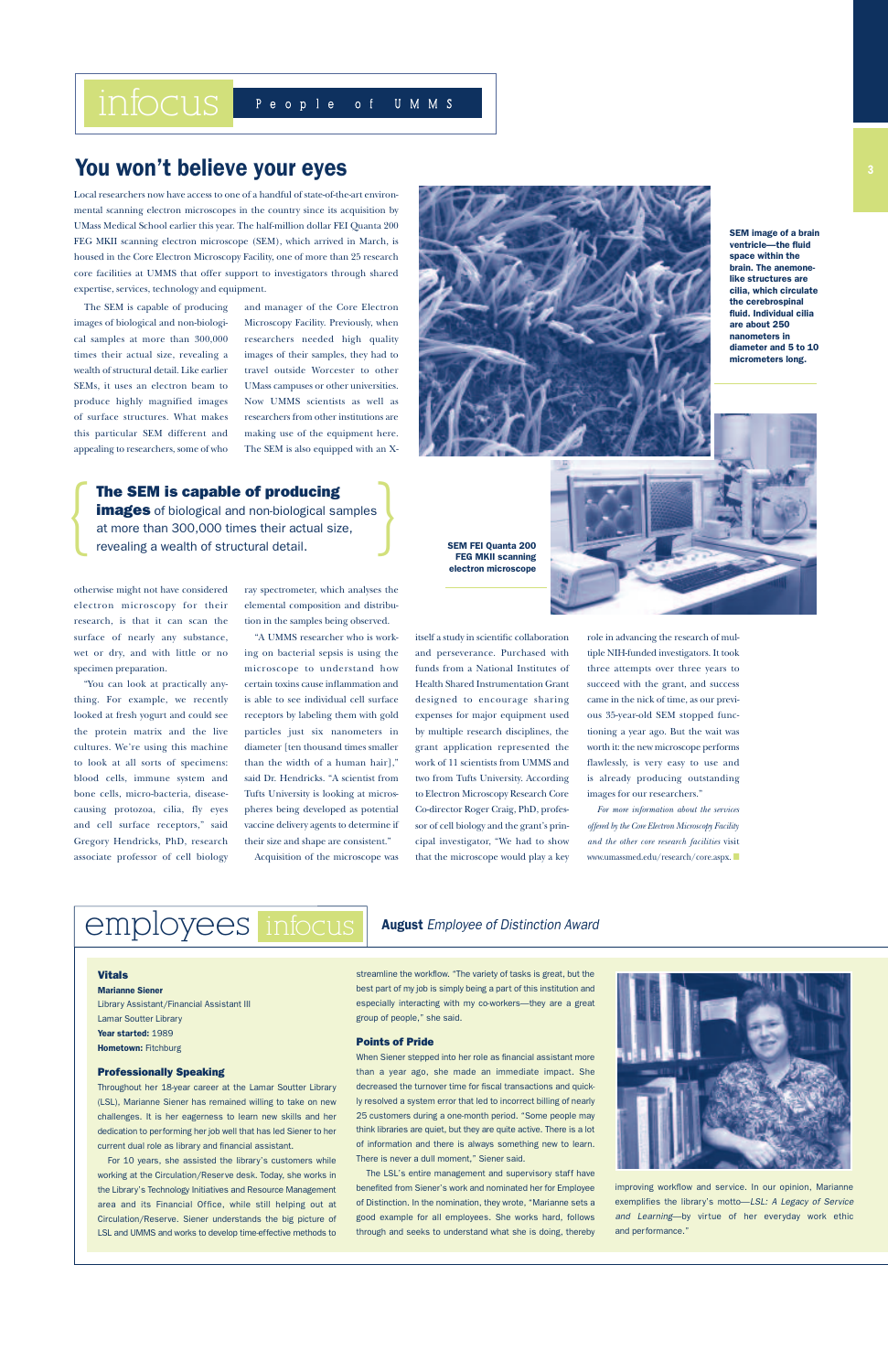infocus People of UMMS

## You won't believe your eyes

Local researchers now have access to one of a handful of state-of-the-art environmental scanning electron microscopes in the country since its acquisition by UMass Medical School earlier this year. The half-million dollar FEI Quanta 200 FEG MKII scanning electron microscope (SEM), which arrived in March, is housed in the Core Electron Microscopy Facility, one of more than 25 research core facilities at UMMS that offer support to investigators through shared expertise, services, technology and equipment.

The SEM is capable of producing images of biological and non-biological samples at more than 300,000 times their actual size, revealing a wealth of structural detail. Like earlier SEMs, it uses an electron beam to produce highly magnified images of surface structures. What makes this particular SEM different and appealing to researchers, some of who otherwise might not have considered electron microscopy for their research, is that it can scan the surface of nearly any substance, wet or dry, and with little or no specimen preparation.

"You can look at practically anything. For example, we recently looked at fresh yogurt and could see the protein matrix and the live cultures. We're using this machine to look at all sorts of specimens: blood cells, immune system and bone cells, micro-bacteria, disease-causing protozoa, cilia, fly eyes and cell surface receptors," said Gregory Hendricks, PhD, research associate professor of cell biology and manager of the Core Electron Microscopy Facility. Previously, when researchers needed high quality images of their samples, they had to travel outside Worcester to other UMass campuses or other universities. Now UMMS scientists as well as researchers from other institutions are making use of the equipment here. The SEM is also equipped with an X-ray spectrometer, which analyses the elemental composition and distribution in the samples being observed.

> **The SEM is capable of producing images** of biological and non-biological samples at more than 300,000 times their actual size, revealing a wealth of structural detail.

"A UMMS researcher who is working on bacterial sepsis is using the microscope to understand how certain toxins cause inflammation and is able to see individual cell surface receptors by labeling them with gold particles just six nanometers in diameter [ten thousand times smaller than the width of a human hair]," said Dr. Hendricks. "A scientist from Tufts University is looking at microspheres being developed as potential vaccine delivery agents to determine if their size and shape are consistent."

Acquisition of the microscope was itself a study in scientific collaboration and perseverance. Purchased with funds from a National Institutes of Health Shared Instrumentation Grant designed to encourage sharing expenses for major equipment used by multiple research disciplines, the grant application represented the work of 11 scientists from UMMS and two from Tufts University. According to Electron Microscopy Research Core Co-director Roger Craig, PhD, professor of cell biology and the grant's principal investigator, "We had to show that the microscope would play a key role in advancing the research of multiple NIH-funded investigators. It took three attempts over three years to succeed with the grant, and success came in the nick of time, as our previous 35-year-old SEM stopped functioning a year ago. But the wait was worth it: the new microscope performs flawlessly, is very easy to use and is already producing outstanding images for our researchers."

*For more information about the services offered by the Core Electron Microscopy Facility and the other core research facilities visit* www.umassmed.edu/research/core.aspx.

**SEM image of a brain ventricle—the fluid space within the brain. The anemone-like structures are cilia, which circulate the cerebrospinal fluid. Individual cilia are about 250 nanometers in diameter and 5 to 10 micrometers long.**

**SEM FEI Quanta 200 FEG MKII scanning electron microscope**

---

## employees infocus

**August** *Employee of Distinction Award*

### Vitals

**Marianne Siener**
Library Assistant/Financial Assistant III
Lamar Soutter Library
**Year started:** 1989
**Hometown:** Fitchburg

### Professionally Speaking

Throughout her 18-year career at the Lamar Soutter Library (LSL), Marianne Siener has remained willing to take on new challenges. It is her eagerness to learn new skills and her dedication to performing her job well that has led Siener to her current dual role as library and financial assistant.

For 10 years, she assisted the library's customers while working at the Circulation/Reserve desk. Today, she works in the Library's Technology Initiatives and Resource Management area and its Financial Office, while still helping out at Circulation/Reserve. Siener understands the big picture of LSL and UMMS and works to develop time-effective methods to streamline the workflow. "The variety of tasks is great, but the best part of my job is simply being a part of this institution and especially interacting with my co-workers—they are a great group of people," she said.

### Points of Pride

When Siener stepped into her role as financial assistant more than a year ago, she made an immediate impact. She decreased the turnover time for fiscal transactions and quickly resolved a system error that led to incorrect billing of nearly 25 customers during a one-month period. "Some people may think libraries are quiet, but they are quite active. There is a lot of information and there is always something new to learn. There is never a dull moment," Siener said.

The LSL's entire management and supervisory staff have benefited from Siener's work and nominated her for Employee of Distinction. In the nomination, they wrote, "Marianne sets a good example for all employees. She works hard, follows through and seeks to understand what she is doing, thereby improving workflow and service. In our opinion, Marianne exemplifies the library's motto—*LSL: A Legacy of Service and Learning*—by virtue of her everyday work ethic and performance."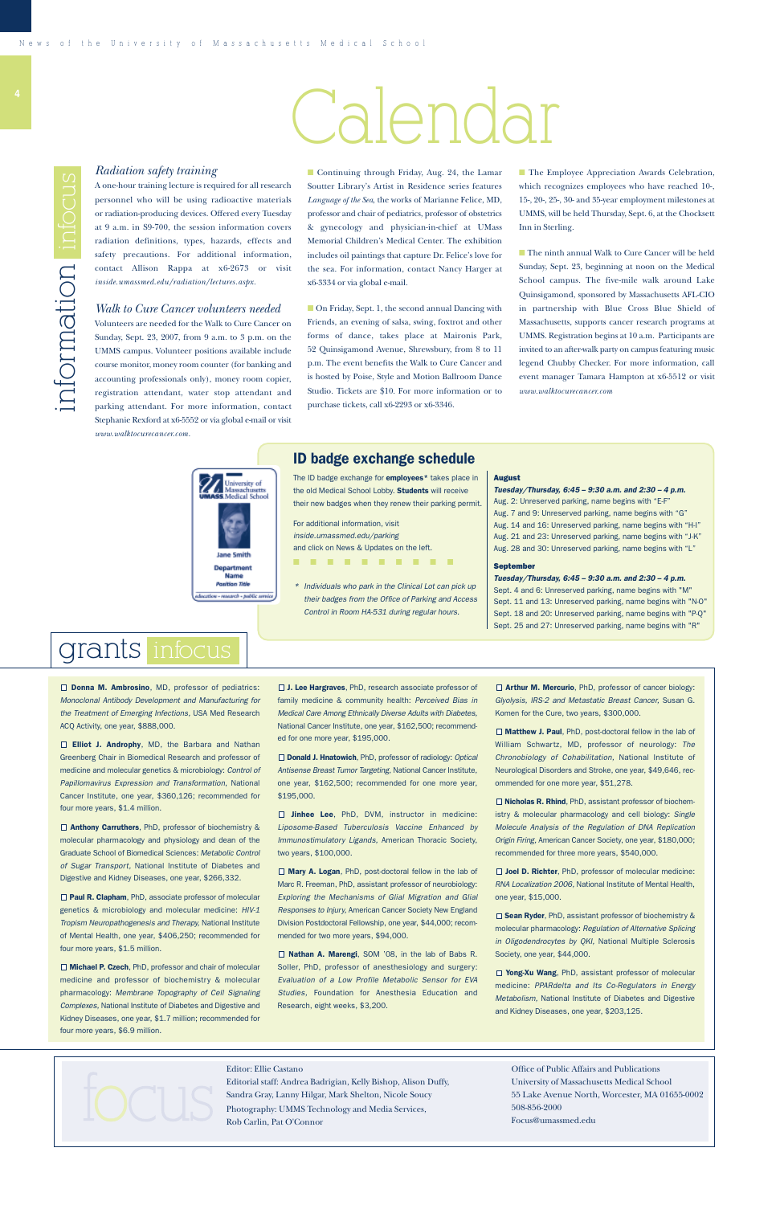# Calendar

## information infocus

### *Radiation safety training*

A one-hour training lecture is required for all research personnel who will be using radioactive materials or radiation-producing devices. Offered every Tuesday at 9 a.m. in S9-700, the session information covers radiation definitions, types, hazards, effects and safety precautions. For additional information, contact Allison Rappa at x6-2673 or visit *inside.umassmed.edu/radiation/lectures.aspx*.

### *Walk to Cure Cancer volunteers needed*

Volunteers are needed for the Walk to Cure Cancer on Sunday, Sept. 23, 2007, from 9 a.m. to 3 p.m. on the UMMS campus. Volunteer positions available include course monitor, money room counter (for banking and accounting professionals only), money room copier, registration attendant, water stop attendant and parking attendant. For more information, contact Stephanie Rexford at x6-5552 or via global e-mail or visit *www.walktocurecancer.com*.

■ Continuing through Friday, Aug. 24, the Lamar Soutter Library's Artist in Residence series features *Language of the Sea*, the works of Marianne Felice, MD, professor and chair of pediatrics, professor of obstetrics & gynecology and physician-in-chief at UMass Memorial Children's Medical Center. The exhibition includes oil paintings that capture Dr. Felice's love for the sea. For information, contact Nancy Harger at x6-3334 or via global e-mail.

■ On Friday, Sept. 1, the second annual Dancing with Friends, an evening of salsa, swing, foxtrot and other forms of dance, takes place at Maironis Park, 52 Quinsigamond Avenue, Shrewsbury, from 8 to 11 p.m. The event benefits the Walk to Cure Cancer and is hosted by Poise, Style and Motion Ballroom Dance Studio. Tickets are $10. For more information or to purchase tickets, call x6-2293 or x6-3346.

■ The Employee Appreciation Awards Celebration, which recognizes employees who have reached 10-, 15-, 20-, 25-, 30- and 35-year employment milestones at UMMS, will be held Thursday, Sept. 6, at the Chocksett Inn in Sterling.

■ The ninth annual Walk to Cure Cancer will be held Sunday, Sept. 23, beginning at noon on the Medical School campus. The five-mile walk around Lake Quinsigamond, sponsored by Massachusetts AFL-CIO in partnership with Blue Cross Blue Shield of Massachusetts, supports cancer research programs at UMMS. Registration begins at 10 a.m. Participants are invited to an after-walk party on campus featuring music legend Chubby Checker. For more information, call event manager Tamara Hampton at x6-5512 or visit *www.walktocurecancer.com*

### ID badge exchange schedule

The ID badge exchange for **employees*** takes place in the old Medical School Lobby. **Students** will receive their new badges when they renew their parking permit.

For additional information, visit *inside.umassmed.edu/parking* and click on News & Updates on the left.

\* *Individuals who park in the Clinical Lot can pick up their badges from the Office of Parking and Access Control in Room HA-531 during regular hours.*

**August**

***Tuesday/Thursday, 6:45 – 9:30 a.m. and 2:30 – 4 p.m.***

Aug. 2: Unreserved parking, name begins with "E-F"
Aug. 7 and 9: Unreserved parking, name begins with "G"
Aug. 14 and 16: Unreserved parking, name begins with "H-I"
Aug. 21 and 23: Unreserved parking, name begins with "J-K"
Aug. 28 and 30: Unreserved parking, name begins with "L"

**September**

***Tuesday/Thursday, 6:45 – 9:30 a.m. and 2:30 – 4 p.m.***

Sept. 4 and 6: Unreserved parking, name begins with "M"
Sept. 11 and 13: Unreserved parking, name begins with "N-O"
Sept. 18 and 20: Unreserved parking, name begins with "P-Q"
Sept. 25 and 27: Unreserved parking, name begins with "R"

## grants infocus

☐ **Donna M. Ambrosino**, MD, professor of pediatrics: *Monoclonal Antibody Development and Manufacturing for the Treatment of Emerging Infections*, USA Med Research ACQ Activity, one year, $888,000.

☐ **Elliot J. Androphy**, MD, the Barbara and Nathan Greenberg Chair in Biomedical Research and professor of medicine and molecular genetics & microbiology: *Control of Papillomavirus Expression and Transformation*, National Cancer Institute, one year, $360,126; recommended for four more years, $1.4 million.

☐ **Anthony Carruthers**, PhD, professor of biochemistry & molecular pharmacology and physiology and dean of the Graduate School of Biomedical Sciences: *Metabolic Control of Sugar Transport*, National Institute of Diabetes and Digestive and Kidney Diseases, one year, $266,332.

☐ **Paul R. Clapham**, PhD, associate professor of molecular genetics & microbiology and molecular medicine: *HIV-1 Tropism Neuropathogenesis and Therapy*, National Institute of Mental Health, one year, $406,250; recommended for four more years, $1.5 million.

☐ **Michael P. Czech**, PhD, professor and chair of molecular medicine and professor of biochemistry & molecular pharmacology: *Membrane Topography of Cell Signaling Complexes*, National Institute of Diabetes and Digestive and Kidney Diseases, one year, $1.7 million; recommended for four more years, $6.9 million.

☐ **J. Lee Hargraves**, PhD, research associate professor of family medicine & community health: *Perceived Bias in Medical Care Among Ethnically Diverse Adults with Diabetes*, National Cancer Institute, one year, $162,500; recommended for one more year, $195,000.

☐ **Donald J. Hnatowich**, PhD, professor of radiology: *Optical Antisense Breast Tumor Targeting*, National Cancer Institute, one year, $162,500; recommended for one more year, $195,000.

☐ **Jinhee Lee**, PhD, DVM, instructor in medicine: *Liposome-Based Tuberculosis Vaccine Enhanced by Immunostimulatory Ligands*, American Thoracic Society, two years, $100,000.

☐ **Mary A. Logan**, PhD, post-doctoral fellow in the lab of Marc R. Freeman, PhD, assistant professor of neurobiology: *Exploring the Mechanisms of Glial Migration and Glial Responses to Injury*, American Cancer Society New England Division Postdoctoral Fellowship, one year, $44,000; recommended for two more years, $94,000.

☐ **Nathan A. Marengi**, SOM '08, in the lab of Babs R. Soller, PhD, professor of anesthesiology and surgery: *Evaluation of a Low Profile Metabolic Sensor for EVA Studies*, Foundation for Anesthesia Education and Research, eight weeks, $3,200.

☐ **Arthur M. Mercurio**, PhD, professor of cancer biology: *Glylyosis, IRS-2 and Metastatic Breast Cancer*, Susan G. Komen for the Cure, two years, $300,000.

☐ **Matthew J. Paul**, PhD, post-doctoral fellow in the lab of William Schwartz, MD, professor of neurology: *The Chronobiology of Cohabitation*, National Institute of Neurological Disorders and Stroke, one year, $49,646, recommended for one more year, $51,278.

☐ **Nicholas R. Rhind**, PhD, assistant professor of biochemistry & molecular pharmacology and cell biology: *Single Molecule Analysis of the Regulation of DNA Replication Origin Firing*, American Cancer Society, one year, $180,000; recommended for three more years, $540,000.

☐ **Joel D. Richter**, PhD, professor of molecular medicine: *RNA Localization 2006*, National Institute of Mental Health, one year, $15,000.

☐ **Sean Ryder**, PhD, assistant professor of biochemistry & molecular pharmacology: *Regulation of Alternative Splicing in Oligodendrocytes by QKI*, National Multiple Sclerosis Society, one year, $44,000.

☐ **Yong-Xu Wang**, PhD, assistant professor of molecular medicine: *PPARdelta and Its Co-Regulators in Energy Metabolism*, National Institute of Diabetes and Digestive and Kidney Diseases, one year, $203,125.

focus

Editor: Ellie Castano
Editorial staff: Andrea Badrigian, Kelly Bishop, Alison Duffy, Sandra Gray, Lanny Hilgar, Mark Shelton, Nicole Soucy
Photography: UMMS Technology and Media Services, Rob Carlin, Pat O'Connor

Office of Public Affairs and Publications
University of Massachusetts Medical School
55 Lake Avenue North, Worcester, MA 01655-0002
508-856-2000
Focus@umassmed.edu